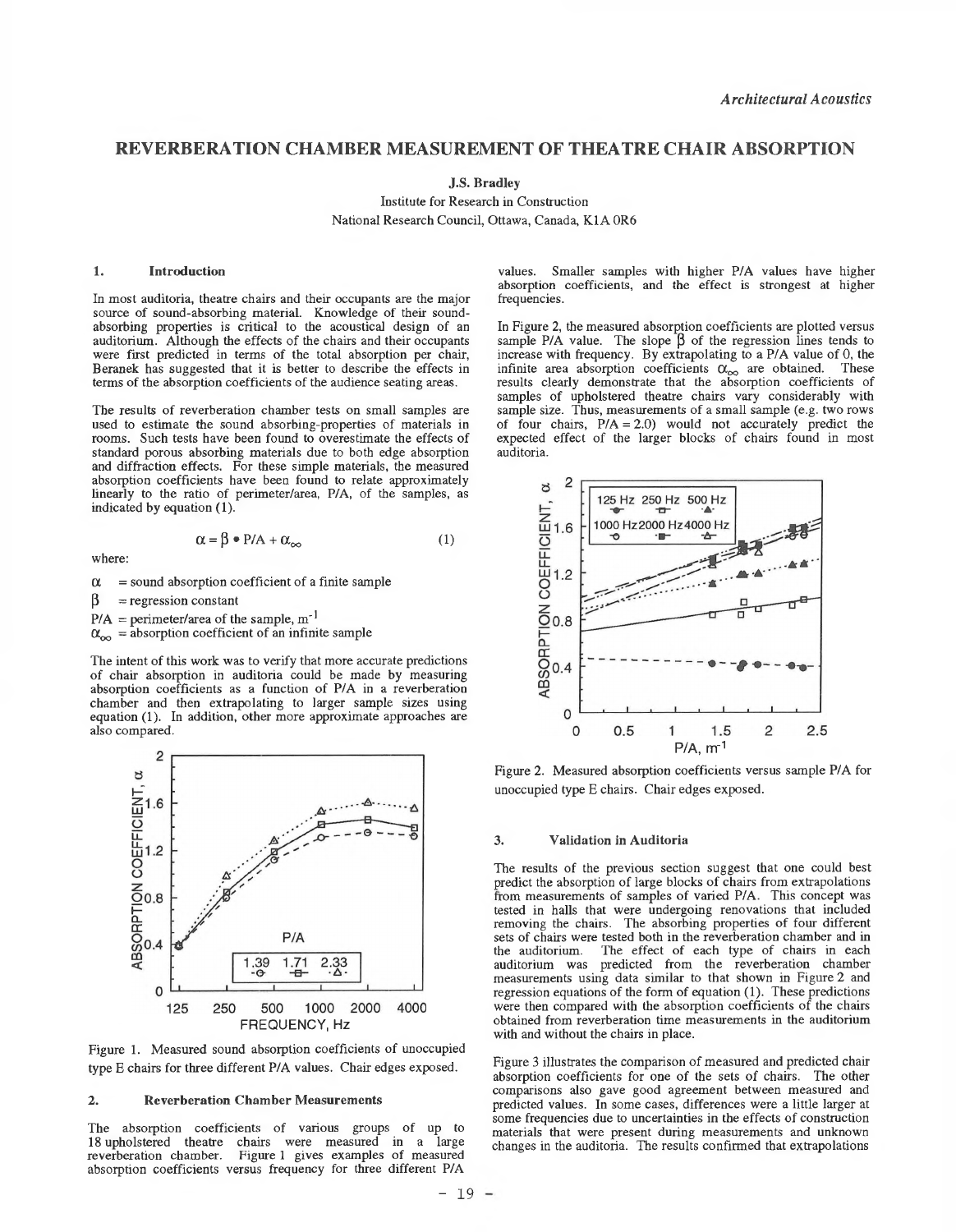# REVERBERATION CHAMBER MEASUREMENT OF THEATRE CHAIR ABSORPTION

**J.S. Bradley**

Institute for Research in Construction
National Research Council, Ottawa, Canada, K1A 0R6

## 1. Introduction

In most auditoria, theatre chairs and their occupants are the major source of sound-absorbing material. Knowledge of their sound-absorbing properties is critical to the acoustical design of an auditorium. Although the effects of the chairs and their occupants were first predicted in terms of the total absorption per chair, Beranek has suggested that it is better to describe the effects in terms of the absorption coefficients of the audience seating areas.

The results of reverberation chamber tests on small samples are used to estimate the sound absorbing-properties of materials in rooms. Such tests have been found to overestimate the effects of standard porous absorbing materials due to both edge absorption and diffraction effects. For these simple materials, the measured absorption coefficients have been found to relate approximately linearly to the ratio of perimeter/area, P/A, of the samples, as indicated by equation (1).

$$\alpha = \beta \bullet P/A + \alpha_\infty \tag{1}$$

where:

$\alpha$ = sound absorption coefficient of a finite sample

$\beta$ = regression constant

P/A = perimeter/area of the sample, $m^{-1}$

$\alpha_\infty$ = absorption coefficient of an infinite sample

The intent of this work was to verify that more accurate predictions of chair absorption in auditoria could be made by measuring absorption coefficients as a function of P/A in a reverberation chamber and then extrapolating to larger sample sizes using equation (1). In addition, other more approximate approaches are also compared.

Figure 1. Measured sound absorption coefficients of unoccupied type E chairs for three different P/A values. Chair edges exposed.

## 2. Reverberation Chamber Measurements

The absorption coefficients of various groups of up to 18 upholstered theatre chairs were measured in a large reverberation chamber. Figure 1 gives examples of measured absorption coefficients versus frequency for three different P/A values. Smaller samples with higher P/A values have higher absorption coefficients, and the effect is strongest at higher frequencies.

In Figure 2, the measured absorption coefficients are plotted versus sample P/A value. The slope $\beta$ of the regression lines tends to increase with frequency. By extrapolating to a P/A value of 0, the infinite area absorption coefficients $\alpha_\infty$ are obtained. These results clearly demonstrate that the absorption coefficients of samples of upholstered theatre chairs vary considerably with sample size. Thus, measurements of a small sample (e.g. two rows of four chairs, P/A = 2.0) would not accurately predict the expected effect of the larger blocks of chairs found in most auditoria.

Figure 2. Measured absorption coefficients versus sample P/A for unoccupied type E chairs. Chair edges exposed.

## 3. Validation in Auditoria

The results of the previous section suggest that one could best predict the absorption of large blocks of chairs from extrapolations from measurements of samples of varied P/A. This concept was tested in halls that were undergoing renovations that included removing the chairs. The absorbing properties of four different sets of chairs were tested both in the reverberation chamber and in the auditorium. The effect of each type of chairs in each auditorium was predicted from the reverberation chamber measurements using data similar to that shown in Figure 2 and regression equations of the form of equation (1). These predictions were then compared with the absorption coefficients of the chairs obtained from reverberation time measurements in the auditorium with and without the chairs in place.

Figure 3 illustrates the comparison of measured and predicted chair absorption coefficients for one of the sets of chairs. The other comparisons also gave good agreement between measured and predicted values. In some cases, differences were a little larger at some frequencies due to uncertainties in the effects of construction materials that were present during measurements and unknown changes in the auditoria. The results confirmed that extrapolations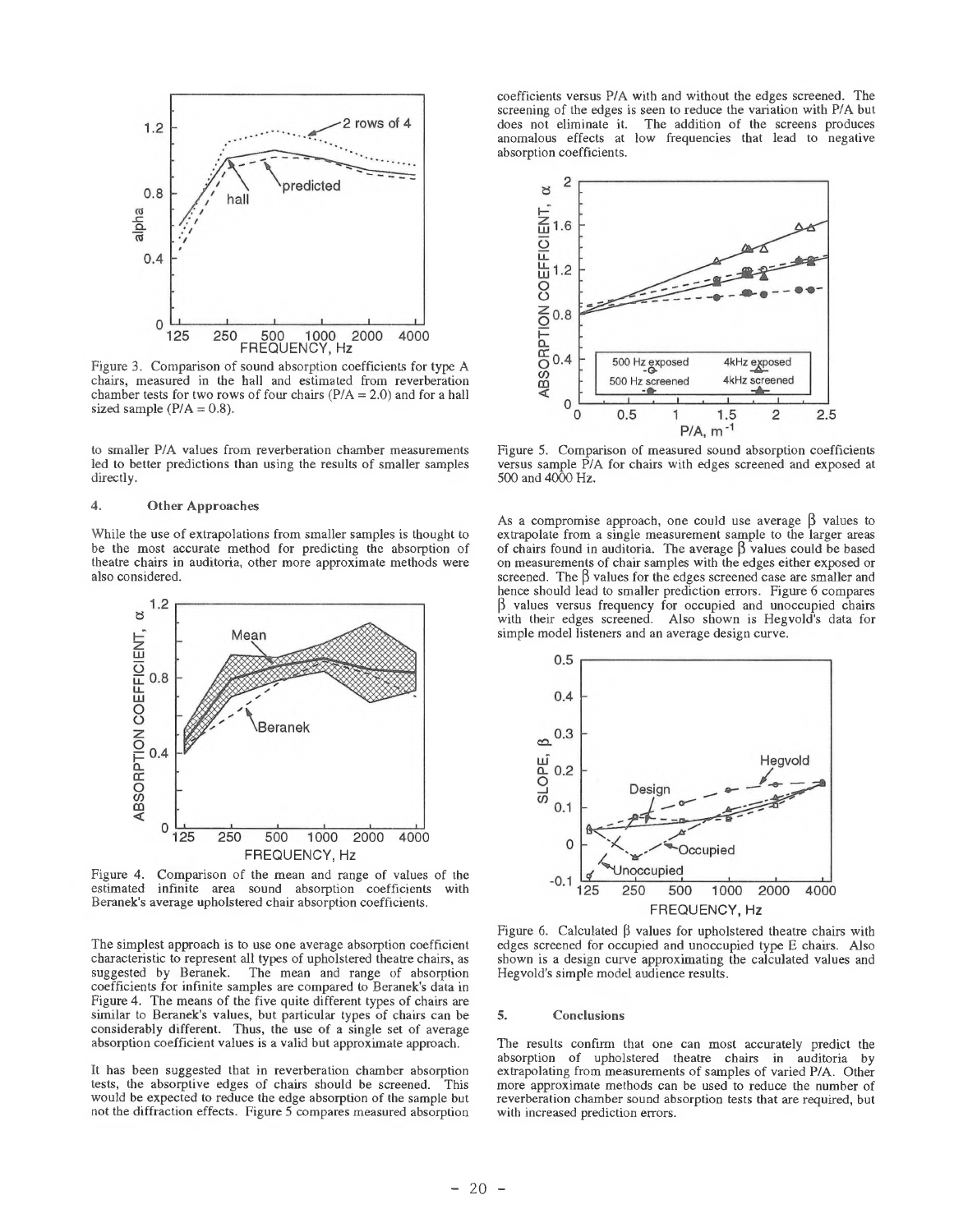1.2

2 rows of 4

0.8

predicted

hall

alpha

0.4

0

125 250 500 1000 2000 4000

FREQUENCY, Hz

Figure 3. Comparison of sound absorption coefficients for type A chairs, measured in the hall and estimated from reverberation chamber tests for two rows of four chairs (P/A = 2.0) and for a hall sized sample (P/A = 0.8).

to smaller P/A values from reverberation chamber measurements led to better predictions than using the results of smaller samples directly.

## 4. Other Approaches

While the use of extrapolations from smaller samples is thought to be the most accurate method for predicting the absorption of theatre chairs in auditoria, other more approximate methods were also considered.

1.2

Mean

ABSORPTION COEFFICIENT, α

0.8

Beranek

0.4

0

125 250 500 1000 2000 4000

FREQUENCY, Hz

Figure 4. Comparison of the mean and range of values of the estimated infinite area sound absorption coefficients with Beranek's average upholstered chair absorption coefficients.

The simplest approach is to use one average absorption coefficient characteristic to represent all types of upholstered theatre chairs, as suggested by Beranek. The mean and range of absorption coefficients for infinite samples are compared to Beranek's data in Figure 4. The means of the five quite different types of chairs are similar to Beranek's values, but particular types of chairs can be considerably different. Thus, the use of a single set of average absorption coefficient values is a valid but approximate approach.

It has been suggested that in reverberation chamber absorption tests, the absorptive edges of chairs should be screened. This would be expected to reduce the edge absorption of the sample but not the diffraction effects. Figure 5 compares measured absorption coefficients versus P/A with and without the edges screened. The screening of the edges is seen to reduce the variation with P/A but does not eliminate it. The addition of the screens produces anomalous effects at low frequencies that lead to negative absorption coefficients.

2

ABSORPTION COEFFICIENT, α

1.6

1.2

0.8

0.4

500 Hz exposed

4kHz exposed

500 Hz screened

4kHz screened

0

0 0.5 1 1.5 2 2.5

P/A, m$^{-1}$

Figure 5. Comparison of measured sound absorption coefficients versus sample P/A for chairs with edges screened and exposed at 500 and 4000 Hz.

As a compromise approach, one could use average $\beta$ values to extrapolate from a single measurement sample to the larger areas of chairs found in auditoria. The average $\beta$ values could be based on measurements of chair samples with the edges either exposed or screened. The $\beta$ values for the edges screened case are smaller and hence should lead to smaller prediction errors. Figure 6 compares $\beta$ values versus frequency for occupied and unoccupied chairs with their edges screened. Also shown is Hegvold's data for simple model listeners and an average design curve.

0.5

0.4

0.3

SLOPE, β

0.2

Hegvold

Design

0.1

0

Occupied

Unoccupied

-0.1

125 250 500 1000 2000 4000

FREQUENCY, Hz

Figure 6. Calculated $\beta$ values for upholstered theatre chairs with edges screened for occupied and unoccupied type E chairs. Also shown is a design curve approximating the calculated values and Hegvold's simple model audience results.

## 5. Conclusions

The results confirm that one can most accurately predict the absorption of upholstered theatre chairs in auditoria by extrapolating from measurements of samples of varied P/A. Other more approximate methods can be used to reduce the number of reverberation chamber sound absorption tests that are required, but with increased prediction errors.